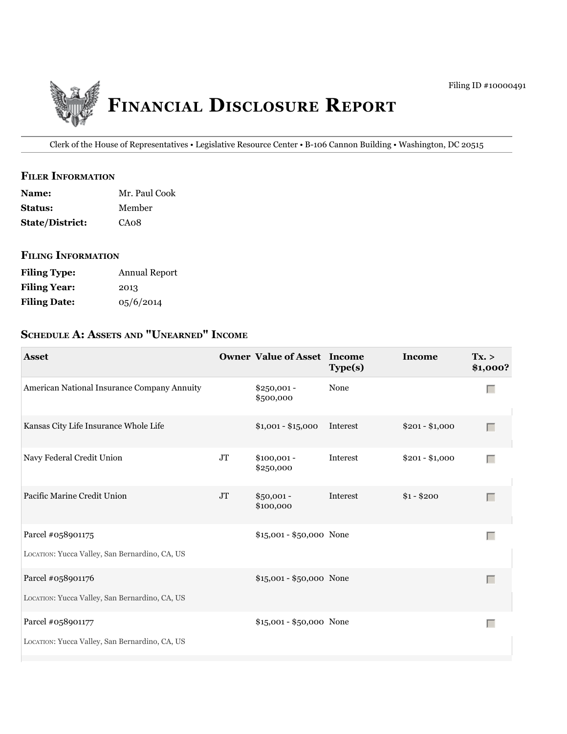Filing ID #10000491

# Financial Disclosure Report

Clerk of the House of Representatives • Legislative Resource Center • B-106 Cannon Building • Washington, DC 20515

## Filer Information

**Name:** Mr. Paul Cook
**Status:** Member
**State/District:** CA08

## Filing Information

**Filing Type:** Annual Report
**Filing Year:** 2013
**Filing Date:** 05/6/2014

## Schedule A: Assets and "Unearned" Income

| Asset | Owner | Value of Asset | Income Type(s) | Income | Tx. > $1,000? |
| --- | --- | --- | --- | --- | --- |
| American National Insurance Company Annuity | | $250,001 - $500,000 | None | | |
| Kansas City Life Insurance Whole Life | | $1,001 - $15,000 | Interest | $201 - $1,000 | |
| Navy Federal Credit Union | JT | $100,001 - $250,000 | Interest | $201 - $1,000 | |
| Pacific Marine Credit Union | JT | $50,001 - $100,000 | Interest | $1 - $200 | |
| Parcel #058901175<br>Location: Yucca Valley, San Bernardino, CA, US | | $15,001 - $50,000 | None | | |
| Parcel #058901176<br>Location: Yucca Valley, San Bernardino, CA, US | | $15,001 - $50,000 | None | | |
| Parcel #058901177<br>Location: Yucca Valley, San Bernardino, CA, US | | $15,001 - $50,000 | None | | |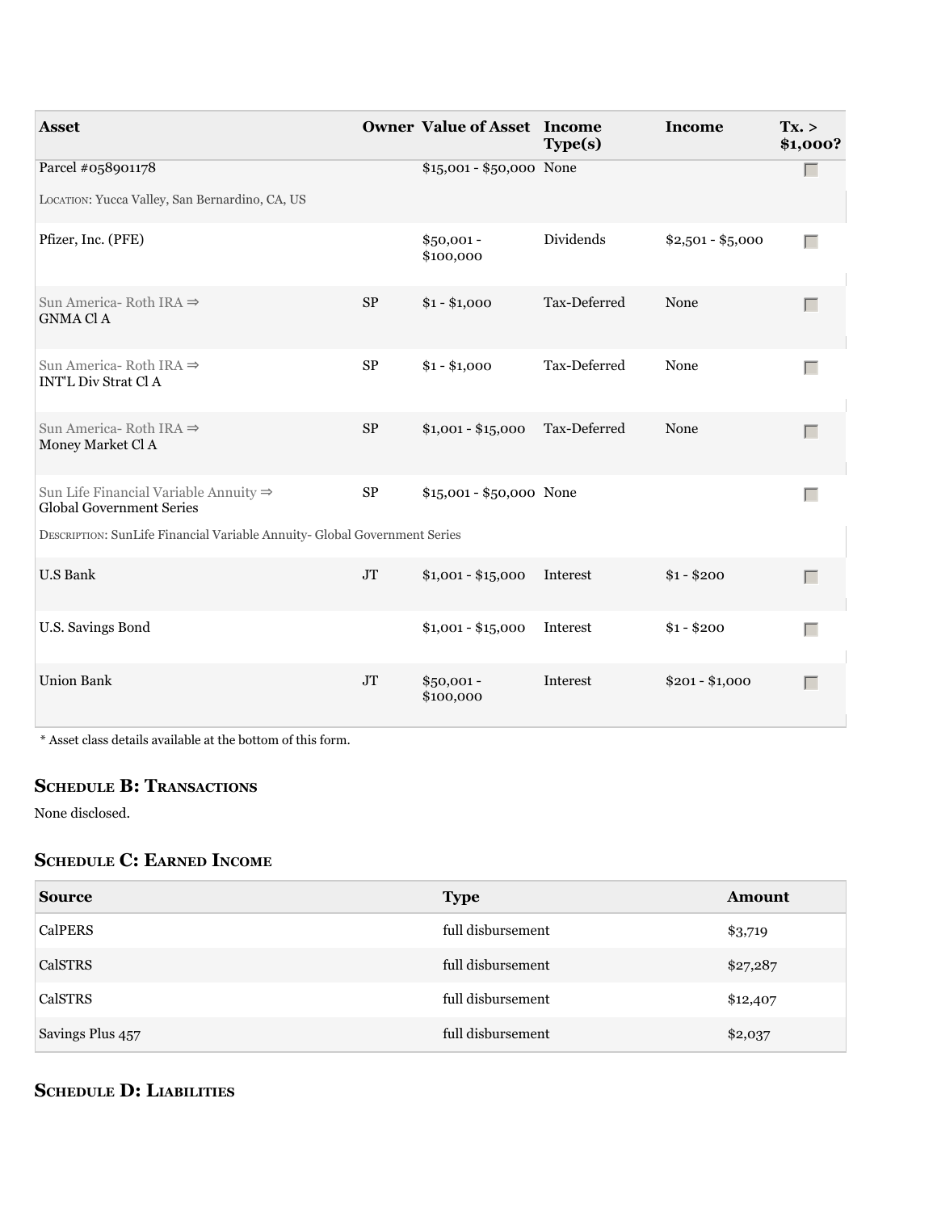| Asset | Owner | Value of Asset | Income Type(s) | Income | Tx. > $1,000? |
|---|---|---|---|---|---|
| Parcel #058901178<br>LOCATION: Yucca Valley, San Bernardino, CA, US | | $15,001 - $50,000 | None | | |
| Pfizer, Inc. (PFE) | | $50,001 - $100,000 | Dividends | $2,501 - $5,000 | |
| Sun America- Roth IRA ⇒<br>GNMA Cl A | SP | $1 - $1,000 | Tax-Deferred | None | |
| Sun America- Roth IRA ⇒<br>INT'L Div Strat Cl A | SP | $1 - $1,000 | Tax-Deferred | None | |
| Sun America- Roth IRA ⇒<br>Money Market Cl A | SP | $1,001 - $15,000 | Tax-Deferred | None | |
| Sun Life Financial Variable Annuity ⇒<br>Global Government Series<br>DESCRIPTION: SunLife Financial Variable Annuity- Global Government Series | SP | $15,001 - $50,000 | None | | |
| U.S Bank | JT | $1,001 - $15,000 | Interest | $1 - $200 | |
| U.S. Savings Bond | | $1,001 - $15,000 | Interest | $1 - $200 | |
| Union Bank | JT | $50,001 - $100,000 | Interest | $201 - $1,000 | |

* Asset class details available at the bottom of this form.

## Schedule B: Transactions

None disclosed.

## Schedule C: Earned Income

| Source | Type | Amount |
|---|---|---|
| CalPERS | full disbursement | $3,719 |
| CalSTRS | full disbursement | $27,287 |
| CalSTRS | full disbursement | $12,407 |
| Savings Plus 457 | full disbursement | $2,037 |

## Schedule D: Liabilities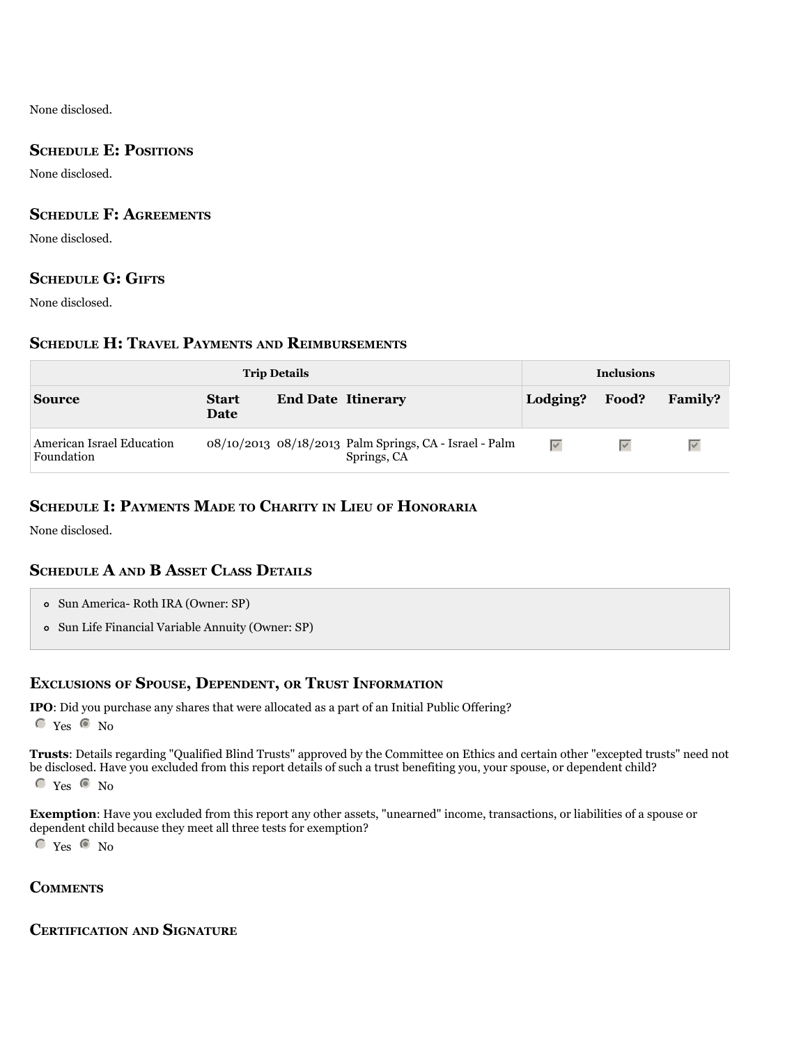None disclosed.

## Schedule E: Positions

None disclosed.

## Schedule F: Agreements

None disclosed.

## Schedule G: Gifts

None disclosed.

## Schedule H: Travel Payments and Reimbursements

| Trip Details | | | | Inclusions | | |
|---|---|---|---|---|---|---|
| **Source** | **Start Date** | **End Date** | **Itinerary** | **Lodging?** | **Food?** | **Family?** |
| American Israel Education Foundation | 08/10/2013 | 08/18/2013 | Palm Springs, CA - Israel - Palm Springs, CA | ☑ | ☑ | ☑ |

## Schedule I: Payments Made to Charity in Lieu of Honoraria

None disclosed.

## Schedule A and B Asset Class Details

- Sun America- Roth IRA (Owner: SP)
- Sun Life Financial Variable Annuity (Owner: SP)

## Exclusions of Spouse, Dependent, or Trust Information

**IPO**: Did you purchase any shares that were allocated as a part of an Initial Public Offering?

○ Yes ● No

**Trusts**: Details regarding "Qualified Blind Trusts" approved by the Committee on Ethics and certain other "excepted trusts" need not be disclosed. Have you excluded from this report details of such a trust benefiting you, your spouse, or dependent child?

○ Yes ● No

**Exemption**: Have you excluded from this report any other assets, "unearned" income, transactions, or liabilities of a spouse or dependent child because they meet all three tests for exemption?

○ Yes ● No

## Comments

## Certification and Signature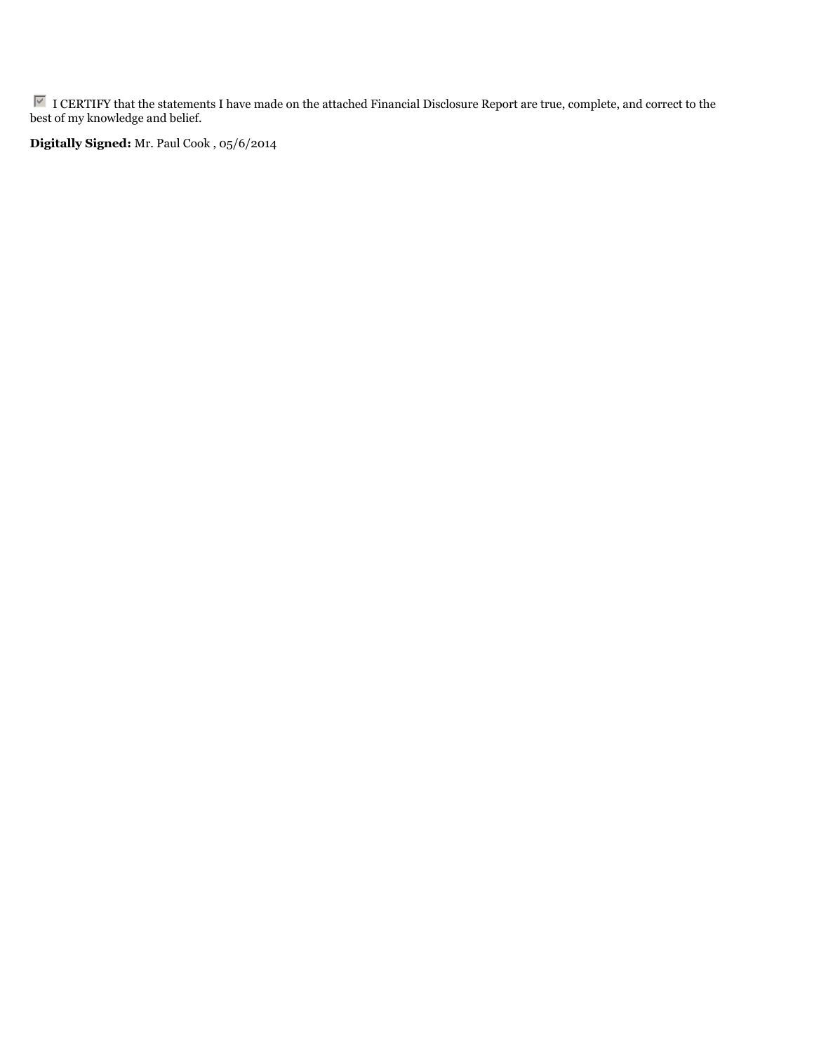☑ I CERTIFY that the statements I have made on the attached Financial Disclosure Report are true, complete, and correct to the best of my knowledge and belief.

**Digitally Signed:** Mr. Paul Cook , 05/6/2014